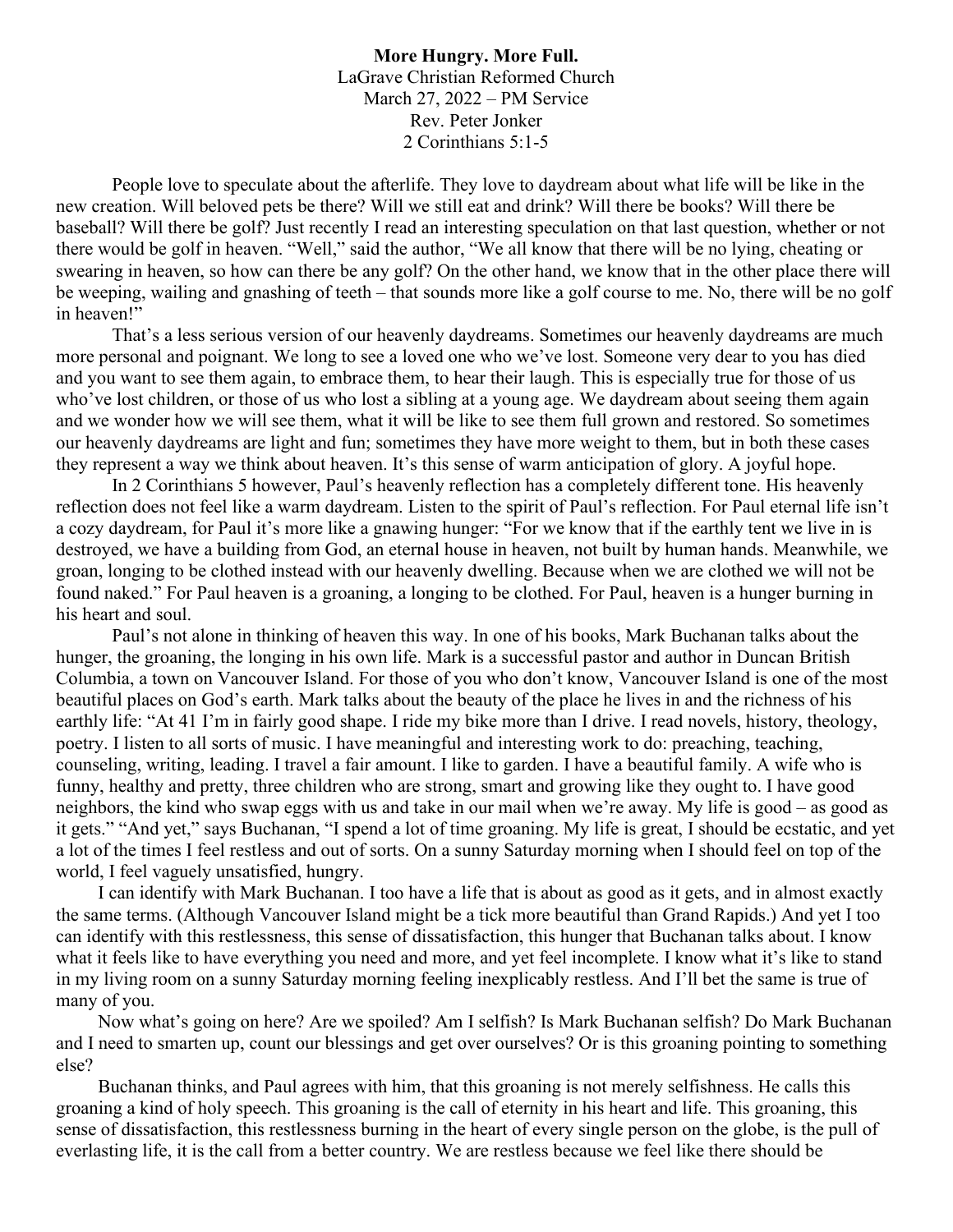**More Hungry. More Full.**

LaGrave Christian Reformed Church
March 27, 2022 – PM Service
Rev. Peter Jonker
2 Corinthians 5:1-5

People love to speculate about the afterlife. They love to daydream about what life will be like in the new creation. Will beloved pets be there? Will we still eat and drink? Will there be books? Will there be baseball? Will there be golf? Just recently I read an interesting speculation on that last question, whether or not there would be golf in heaven. "Well," said the author, "We all know that there will be no lying, cheating or swearing in heaven, so how can there be any golf? On the other hand, we know that in the other place there will be weeping, wailing and gnashing of teeth – that sounds more like a golf course to me. No, there will be no golf in heaven!"

That's a less serious version of our heavenly daydreams. Sometimes our heavenly daydreams are much more personal and poignant. We long to see a loved one who we've lost. Someone very dear to you has died and you want to see them again, to embrace them, to hear their laugh. This is especially true for those of us who've lost children, or those of us who lost a sibling at a young age. We daydream about seeing them again and we wonder how we will see them, what it will be like to see them full grown and restored. So sometimes our heavenly daydreams are light and fun; sometimes they have more weight to them, but in both these cases they represent a way we think about heaven. It's this sense of warm anticipation of glory. A joyful hope.

In 2 Corinthians 5 however, Paul's heavenly reflection has a completely different tone. His heavenly reflection does not feel like a warm daydream. Listen to the spirit of Paul's reflection. For Paul eternal life isn't a cozy daydream, for Paul it's more like a gnawing hunger: "For we know that if the earthly tent we live in is destroyed, we have a building from God, an eternal house in heaven, not built by human hands. Meanwhile, we groan, longing to be clothed instead with our heavenly dwelling. Because when we are clothed we will not be found naked." For Paul heaven is a groaning, a longing to be clothed. For Paul, heaven is a hunger burning in his heart and soul.

Paul's not alone in thinking of heaven this way. In one of his books, Mark Buchanan talks about the hunger, the groaning, the longing in his own life. Mark is a successful pastor and author in Duncan British Columbia, a town on Vancouver Island. For those of you who don't know, Vancouver Island is one of the most beautiful places on God's earth. Mark talks about the beauty of the place he lives in and the richness of his earthly life: "At 41 I'm in fairly good shape. I ride my bike more than I drive. I read novels, history, theology, poetry. I listen to all sorts of music. I have meaningful and interesting work to do: preaching, teaching, counseling, writing, leading. I travel a fair amount. I like to garden. I have a beautiful family. A wife who is funny, healthy and pretty, three children who are strong, smart and growing like they ought to. I have good neighbors, the kind who swap eggs with us and take in our mail when we're away. My life is good – as good as it gets." "And yet," says Buchanan, "I spend a lot of time groaning. My life is great, I should be ecstatic, and yet a lot of the times I feel restless and out of sorts. On a sunny Saturday morning when I should feel on top of the world, I feel vaguely unsatisfied, hungry.

I can identify with Mark Buchanan. I too have a life that is about as good as it gets, and in almost exactly the same terms. (Although Vancouver Island might be a tick more beautiful than Grand Rapids.) And yet I too can identify with this restlessness, this sense of dissatisfaction, this hunger that Buchanan talks about. I know what it feels like to have everything you need and more, and yet feel incomplete. I know what it's like to stand in my living room on a sunny Saturday morning feeling inexplicably restless. And I'll bet the same is true of many of you.

Now what's going on here? Are we spoiled? Am I selfish? Is Mark Buchanan selfish? Do Mark Buchanan and I need to smarten up, count our blessings and get over ourselves? Or is this groaning pointing to something else?

Buchanan thinks, and Paul agrees with him, that this groaning is not merely selfishness. He calls this groaning a kind of holy speech. This groaning is the call of eternity in his heart and life. This groaning, this sense of dissatisfaction, this restlessness burning in the heart of every single person on the globe, is the pull of everlasting life, it is the call from a better country. We are restless because we feel like there should be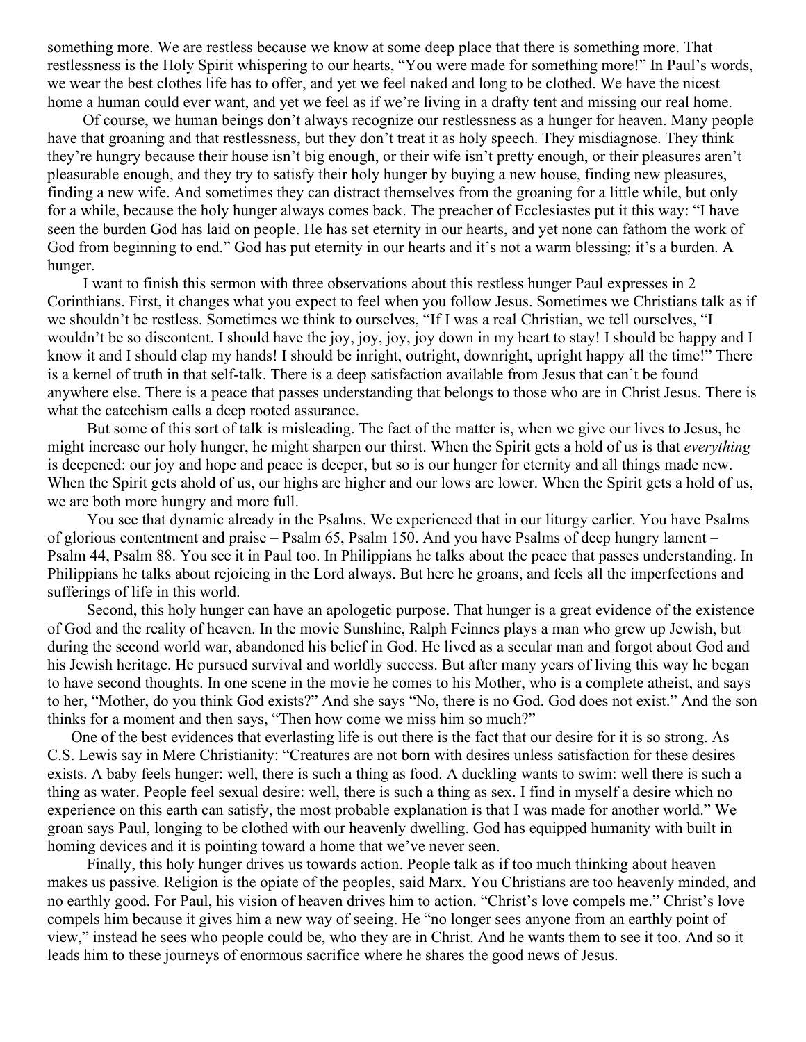something more. We are restless because we know at some deep place that there is something more. That restlessness is the Holy Spirit whispering to our hearts, "You were made for something more!" In Paul's words, we wear the best clothes life has to offer, and yet we feel naked and long to be clothed. We have the nicest home a human could ever want, and yet we feel as if we're living in a drafty tent and missing our real home.

Of course, we human beings don't always recognize our restlessness as a hunger for heaven. Many people have that groaning and that restlessness, but they don't treat it as holy speech. They misdiagnose. They think they're hungry because their house isn't big enough, or their wife isn't pretty enough, or their pleasures aren't pleasurable enough, and they try to satisfy their holy hunger by buying a new house, finding new pleasures, finding a new wife. And sometimes they can distract themselves from the groaning for a little while, but only for a while, because the holy hunger always comes back. The preacher of Ecclesiastes put it this way: "I have seen the burden God has laid on people. He has set eternity in our hearts, and yet none can fathom the work of God from beginning to end." God has put eternity in our hearts and it's not a warm blessing; it's a burden. A hunger.

I want to finish this sermon with three observations about this restless hunger Paul expresses in 2 Corinthians. First, it changes what you expect to feel when you follow Jesus. Sometimes we Christians talk as if we shouldn't be restless. Sometimes we think to ourselves, "If I was a real Christian, we tell ourselves, "I wouldn't be so discontent. I should have the joy, joy, joy, joy down in my heart to stay! I should be happy and I know it and I should clap my hands! I should be inright, outright, downright, upright happy all the time!" There is a kernel of truth in that self-talk. There is a deep satisfaction available from Jesus that can't be found anywhere else. There is a peace that passes understanding that belongs to those who are in Christ Jesus. There is what the catechism calls a deep rooted assurance.

But some of this sort of talk is misleading. The fact of the matter is, when we give our lives to Jesus, he might increase our holy hunger, he might sharpen our thirst. When the Spirit gets a hold of us is that *everything* is deepened: our joy and hope and peace is deeper, but so is our hunger for eternity and all things made new. When the Spirit gets ahold of us, our highs are higher and our lows are lower. When the Spirit gets a hold of us, we are both more hungry and more full.

You see that dynamic already in the Psalms. We experienced that in our liturgy earlier. You have Psalms of glorious contentment and praise – Psalm 65, Psalm 150. And you have Psalms of deep hungry lament – Psalm 44, Psalm 88. You see it in Paul too. In Philippians he talks about the peace that passes understanding. In Philippians he talks about rejoicing in the Lord always. But here he groans, and feels all the imperfections and sufferings of life in this world.

Second, this holy hunger can have an apologetic purpose. That hunger is a great evidence of the existence of God and the reality of heaven. In the movie Sunshine, Ralph Feinnes plays a man who grew up Jewish, but during the second world war, abandoned his belief in God. He lived as a secular man and forgot about God and his Jewish heritage. He pursued survival and worldly success. But after many years of living this way he began to have second thoughts. In one scene in the movie he comes to his Mother, who is a complete atheist, and says to her, "Mother, do you think God exists?" And she says "No, there is no God. God does not exist." And the son thinks for a moment and then says, "Then how come we miss him so much?"

One of the best evidences that everlasting life is out there is the fact that our desire for it is so strong. As C.S. Lewis say in Mere Christianity: "Creatures are not born with desires unless satisfaction for these desires exists. A baby feels hunger: well, there is such a thing as food. A duckling wants to swim: well there is such a thing as water. People feel sexual desire: well, there is such a thing as sex. I find in myself a desire which no experience on this earth can satisfy, the most probable explanation is that I was made for another world." We groan says Paul, longing to be clothed with our heavenly dwelling. God has equipped humanity with built in homing devices and it is pointing toward a home that we've never seen.

Finally, this holy hunger drives us towards action. People talk as if too much thinking about heaven makes us passive. Religion is the opiate of the peoples, said Marx. You Christians are too heavenly minded, and no earthly good. For Paul, his vision of heaven drives him to action. "Christ's love compels me." Christ's love compels him because it gives him a new way of seeing. He "no longer sees anyone from an earthly point of view," instead he sees who people could be, who they are in Christ. And he wants them to see it too. And so it leads him to these journeys of enormous sacrifice where he shares the good news of Jesus.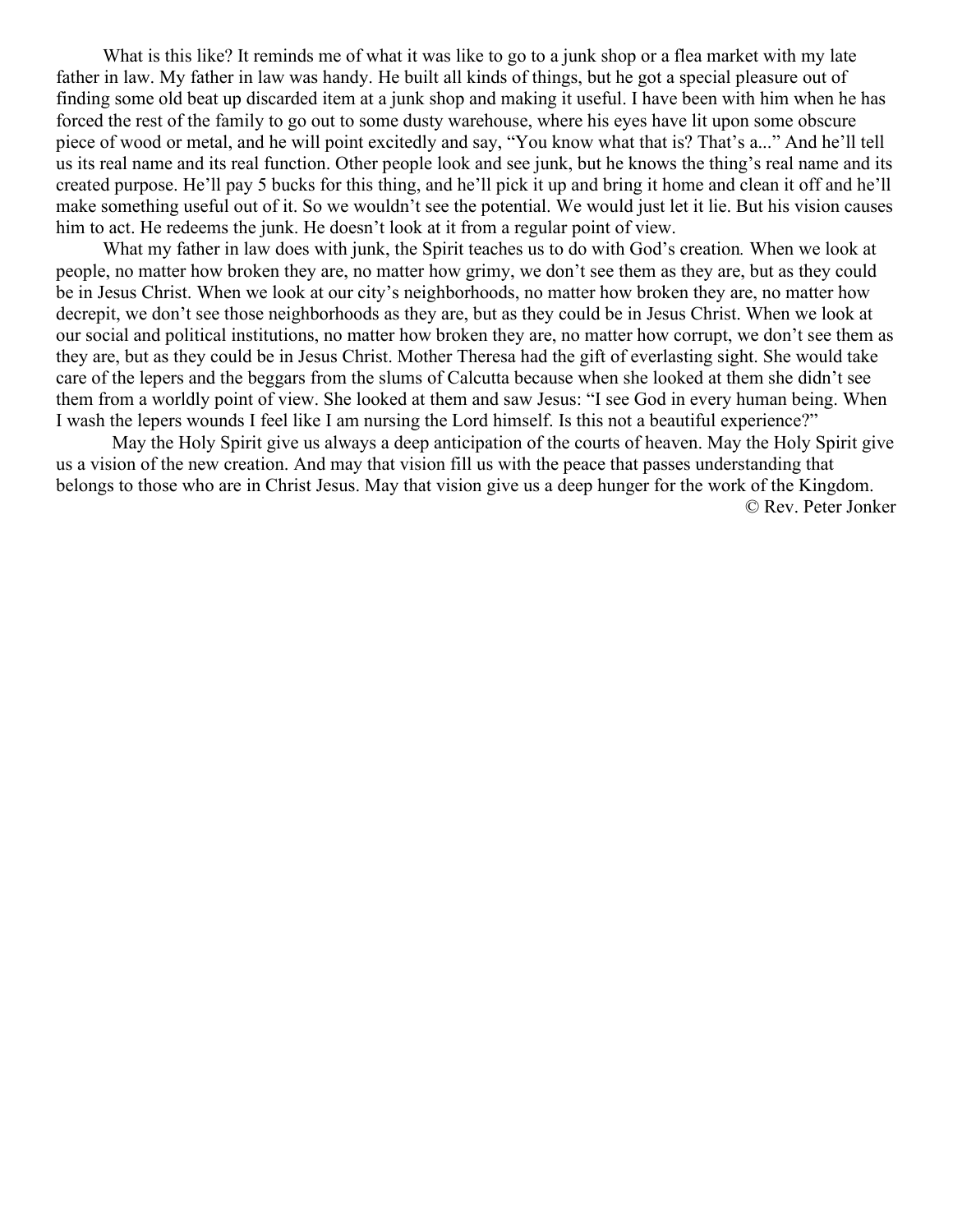What is this like? It reminds me of what it was like to go to a junk shop or a flea market with my late father in law. My father in law was handy. He built all kinds of things, but he got a special pleasure out of finding some old beat up discarded item at a junk shop and making it useful. I have been with him when he has forced the rest of the family to go out to some dusty warehouse, where his eyes have lit upon some obscure piece of wood or metal, and he will point excitedly and say, "You know what that is? That's a..." And he'll tell us its real name and its real function. Other people look and see junk, but he knows the thing's real name and its created purpose. He'll pay 5 bucks for this thing, and he'll pick it up and bring it home and clean it off and he'll make something useful out of it. So we wouldn't see the potential. We would just let it lie. But his vision causes him to act. He redeems the junk. He doesn't look at it from a regular point of view.

What my father in law does with junk, the Spirit teaches us to do with God's creation. When we look at people, no matter how broken they are, no matter how grimy, we don't see them as they are, but as they could be in Jesus Christ. When we look at our city's neighborhoods, no matter how broken they are, no matter how decrepit, we don't see those neighborhoods as they are, but as they could be in Jesus Christ. When we look at our social and political institutions, no matter how broken they are, no matter how corrupt, we don't see them as they are, but as they could be in Jesus Christ. Mother Theresa had the gift of everlasting sight. She would take care of the lepers and the beggars from the slums of Calcutta because when she looked at them she didn't see them from a worldly point of view. She looked at them and saw Jesus: "I see God in every human being. When I wash the lepers wounds I feel like I am nursing the Lord himself. Is this not a beautiful experience?"

May the Holy Spirit give us always a deep anticipation of the courts of heaven. May the Holy Spirit give us a vision of the new creation. And may that vision fill us with the peace that passes understanding that belongs to those who are in Christ Jesus. May that vision give us a deep hunger for the work of the Kingdom.

© Rev. Peter Jonker